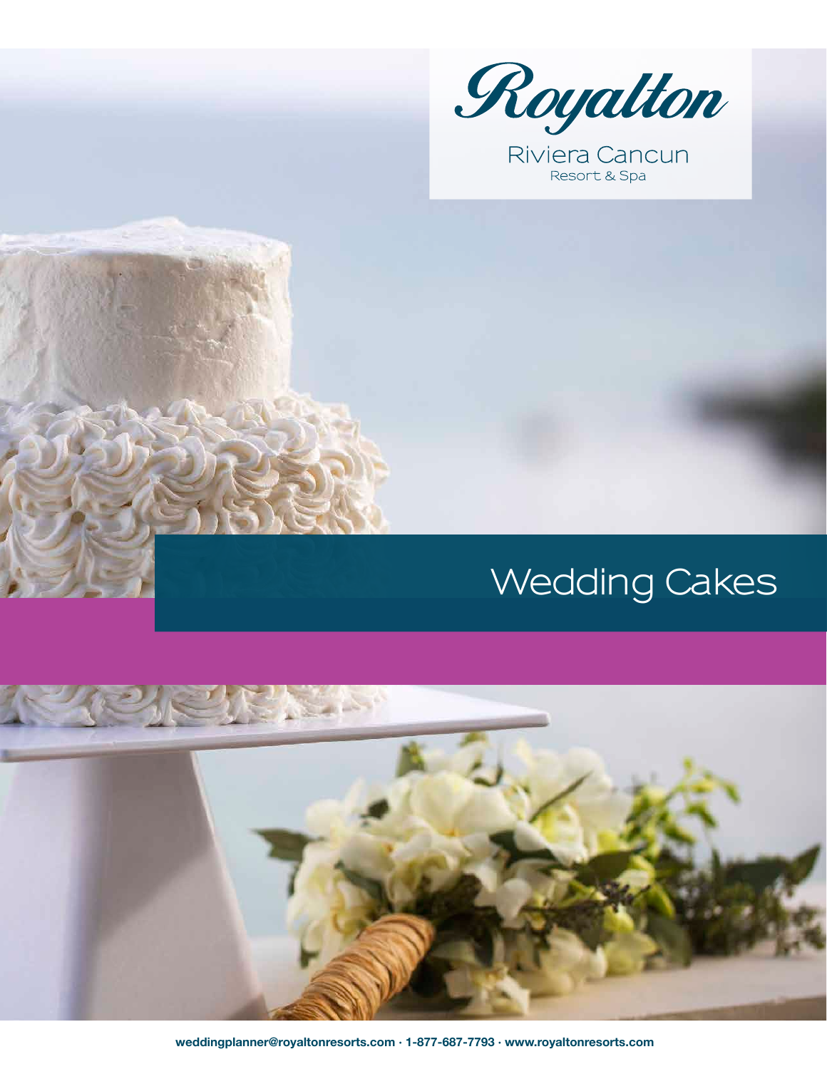Royalton

Riviera Cancun
Resort & Spa

# Wedding Cakes

weddingplanner@royaltonresorts.com · 1-877-687-7793 · www.royaltonresorts.com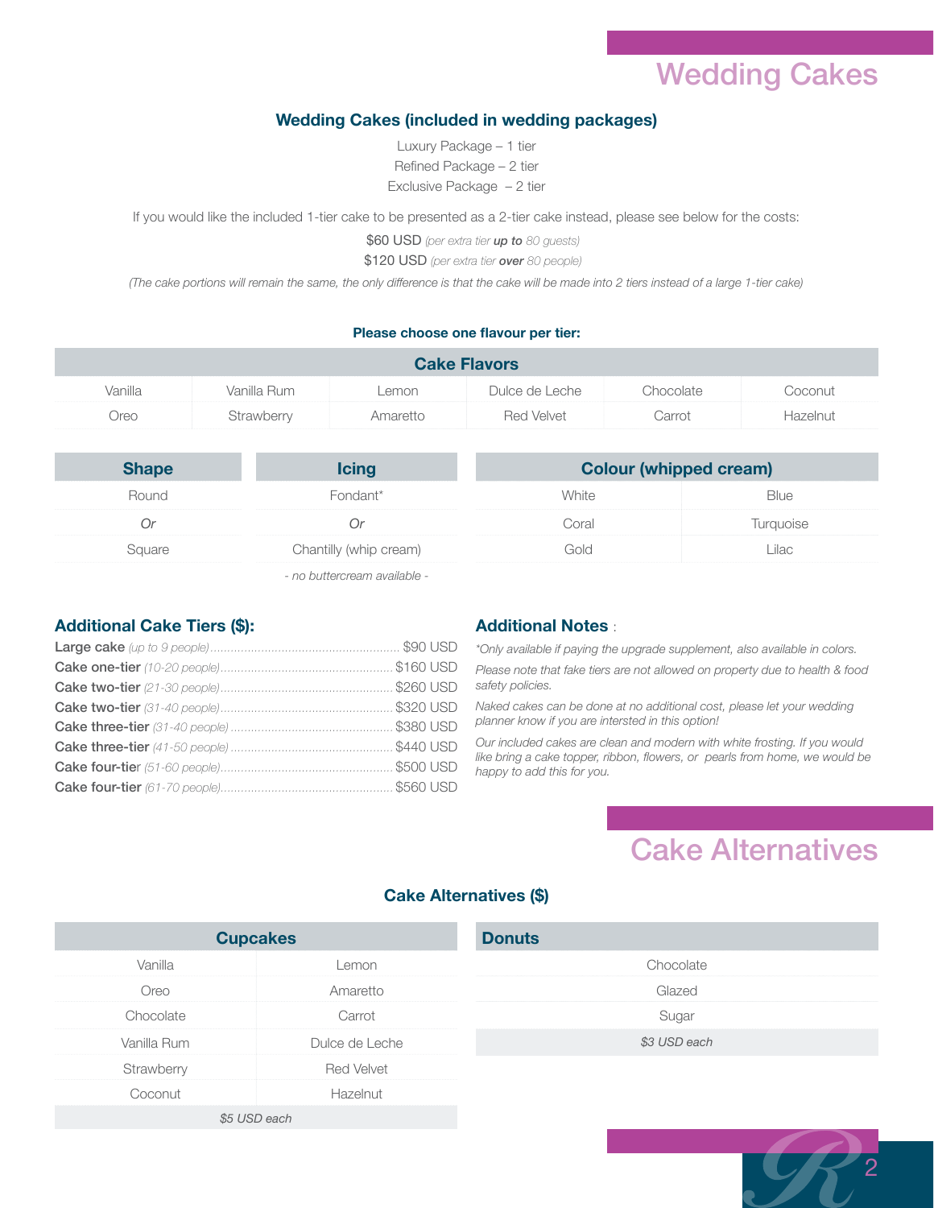# Wedding Cakes

## Wedding Cakes (included in wedding packages)

Luxury Package – 1 tier
Refined Package – 2 tier
Exclusive Package – 2 tier

If you would like the included 1-tier cake to be presented as a 2-tier cake instead, please see below for the costs:

$60 USD *(per extra tier **up to** 80 guests)*
$120 USD *(per extra tier **over** 80 people)*

*(The cake portions will remain the same, the only difference is that the cake will be made into 2 tiers instead of a large 1-tier cake)*

**Please choose one flavour per tier:**

| Cake Flavors | | | | | |
|---|---|---|---|---|---|
| Vanilla | Vanilla Rum | Lemon | Dulce de Leche | Chocolate | Coconut |
| Oreo | Strawberry | Amaretto | Red Velvet | Carrot | Hazelnut |

| Shape |
|---|
| Round |
| *Or* |
| Square |

| Icing |
|---|
| Fondant* |
| *Or* |
| Chantilly (whip cream) |

*- no buttercream available -*

| Colour (whipped cream) | |
|---|---|
| White | Blue |
| Coral | Turquoise |
| Gold | Lilac |

### Additional Cake Tiers ($):

- **Large cake** *(up to 9 people)* ........ $90 USD
- **Cake one-tier** *(10-20 people)* ........ $160 USD
- **Cake two-tier** *(21-30 people)* ........ $260 USD
- **Cake two-tier** *(31-40 people)* ........ $320 USD
- **Cake three-tier** *(31-40 people)* ........ $380 USD
- **Cake three-tier** *(41-50 people)* ........ $440 USD
- **Cake four-tier** *(51-60 people)* ........ $500 USD
- **Cake four-tier** *(61-70 people)* ........ $560 USD

### Additional Notes :

*\*Only available if paying the upgrade supplement, also available in colors.*

*Please note that fake tiers are not allowed on property due to health & food safety policies.*

*Naked cakes can be done at no additional cost, please let your wedding planner know if you are intersted in this option!*

*Our included cakes are clean and modern with white frosting. If you would like bring a cake topper, ribbon, flowers, or pearls from home, we would be happy to add this for you.*

# Cake Alternatives

## Cake Alternatives ($)

| Cupcakes | |
|---|---|
| Vanilla | Lemon |
| Oreo | Amaretto |
| Chocolate | Carrot |
| Vanilla Rum | Dulce de Leche |
| Strawberry | Red Velvet |
| Coconut | Hazelnut |
| *$5 USD each* | |

| Donuts |
|---|
| Chocolate |
| Glazed |
| Sugar |
| *$3 USD each* |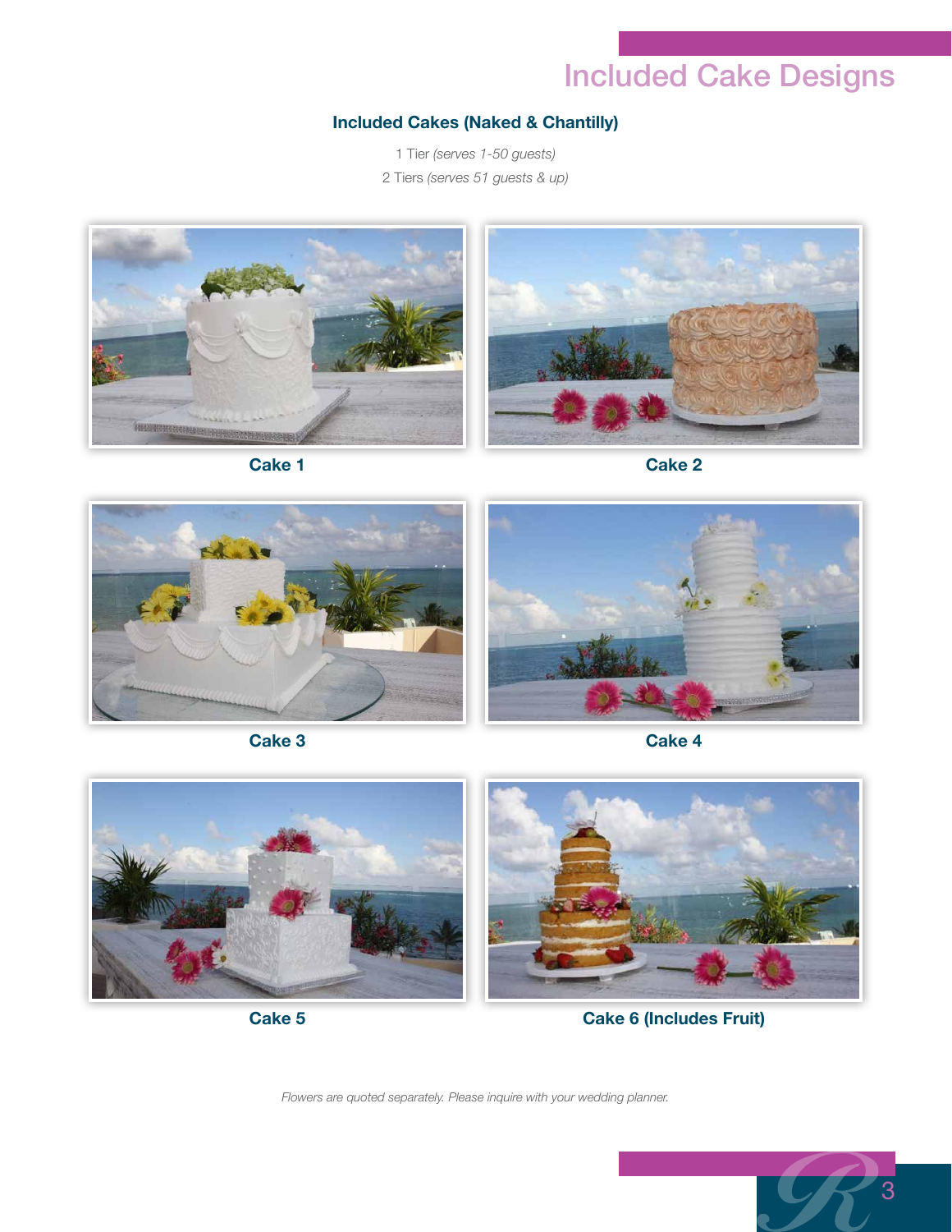# Included Cake Designs

### Included Cakes (Naked & Chantilly)

1 Tier *(serves 1-50 guests)*

2 Tiers *(serves 51 guests & up)*

**Cake 1**

**Cake 2**

**Cake 3**

**Cake 4**

**Cake 5**

**Cake 6 (Includes Fruit)**

*Flowers are quoted separately. Please inquire with your wedding planner.*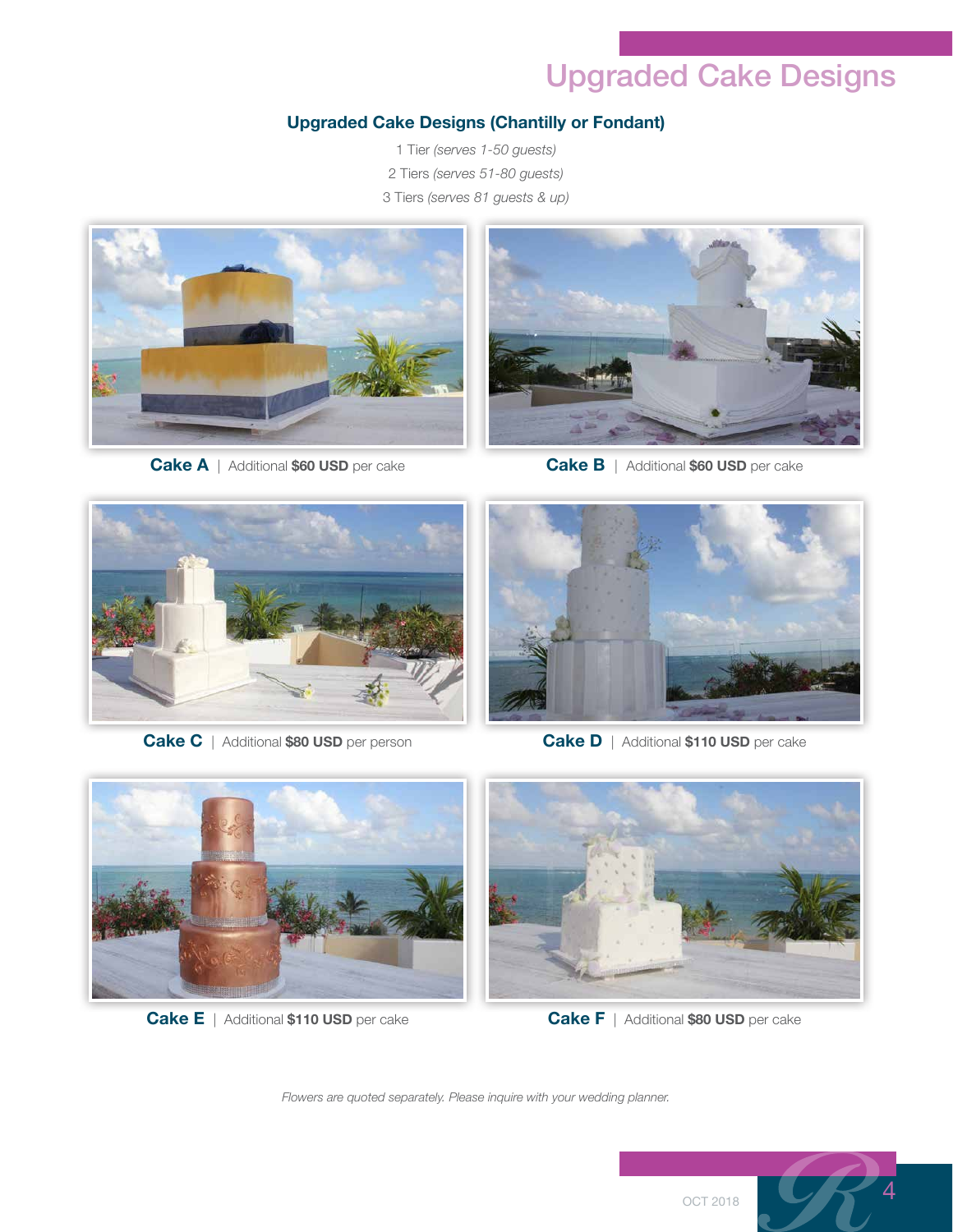# Upgraded Cake Designs

## Upgraded Cake Designs (Chantilly or Fondant)

1 Tier *(serves 1-50 guests)*

2 Tiers *(serves 51-80 guests)*

3 Tiers *(serves 81 guests & up)*

**Cake A** | Additional **$60 USD** per cake

**Cake B** | Additional **$60 USD** per cake

**Cake C** | Additional **$80 USD** per person

**Cake D** | Additional **$110 USD** per cake

**Cake E** | Additional **$110 USD** per cake

**Cake F** | Additional **$80 USD** per cake

*Flowers are quoted separately. Please inquire with your wedding planner.*

OCT 2018